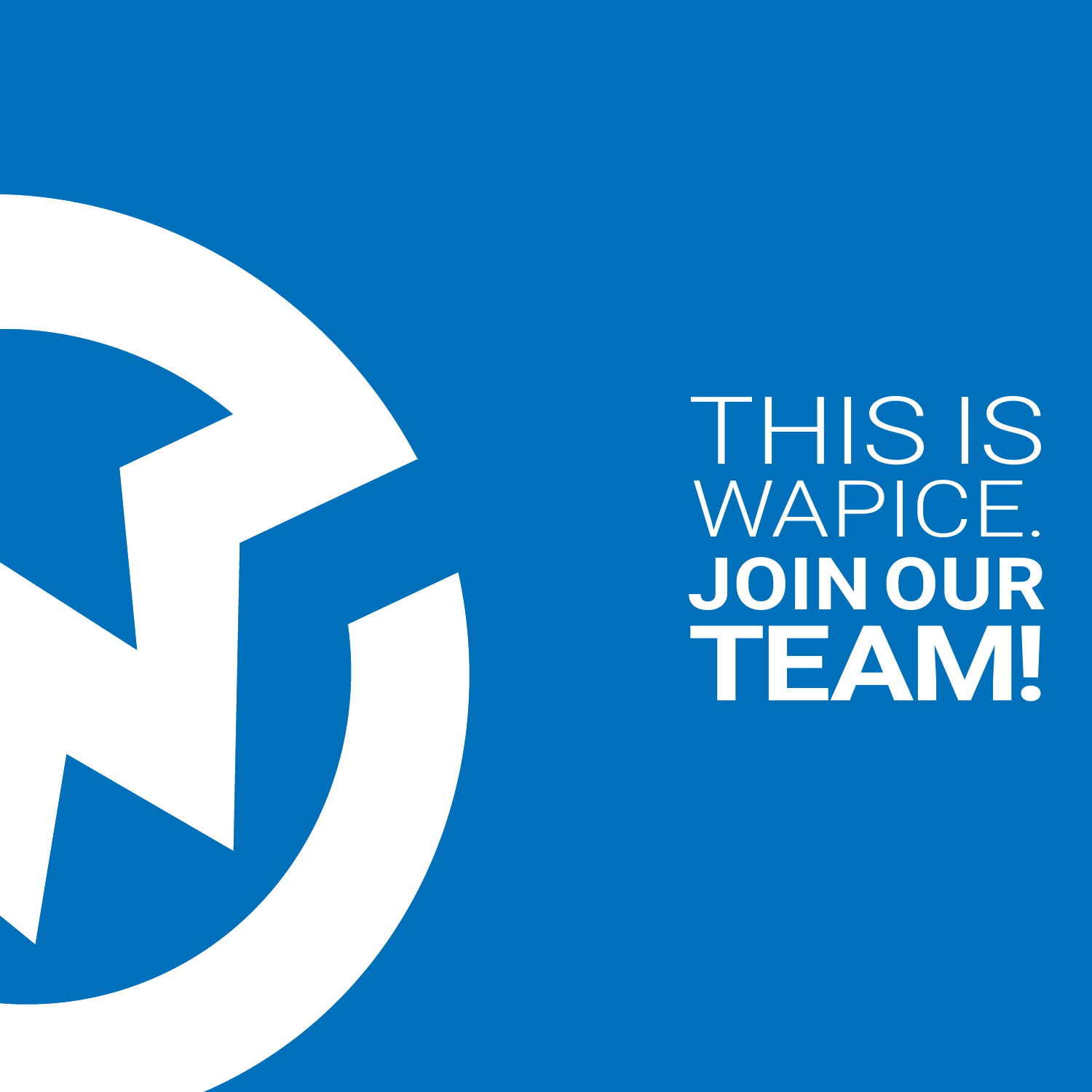# THIS IS WAPICE. JOIN OUR TEAM!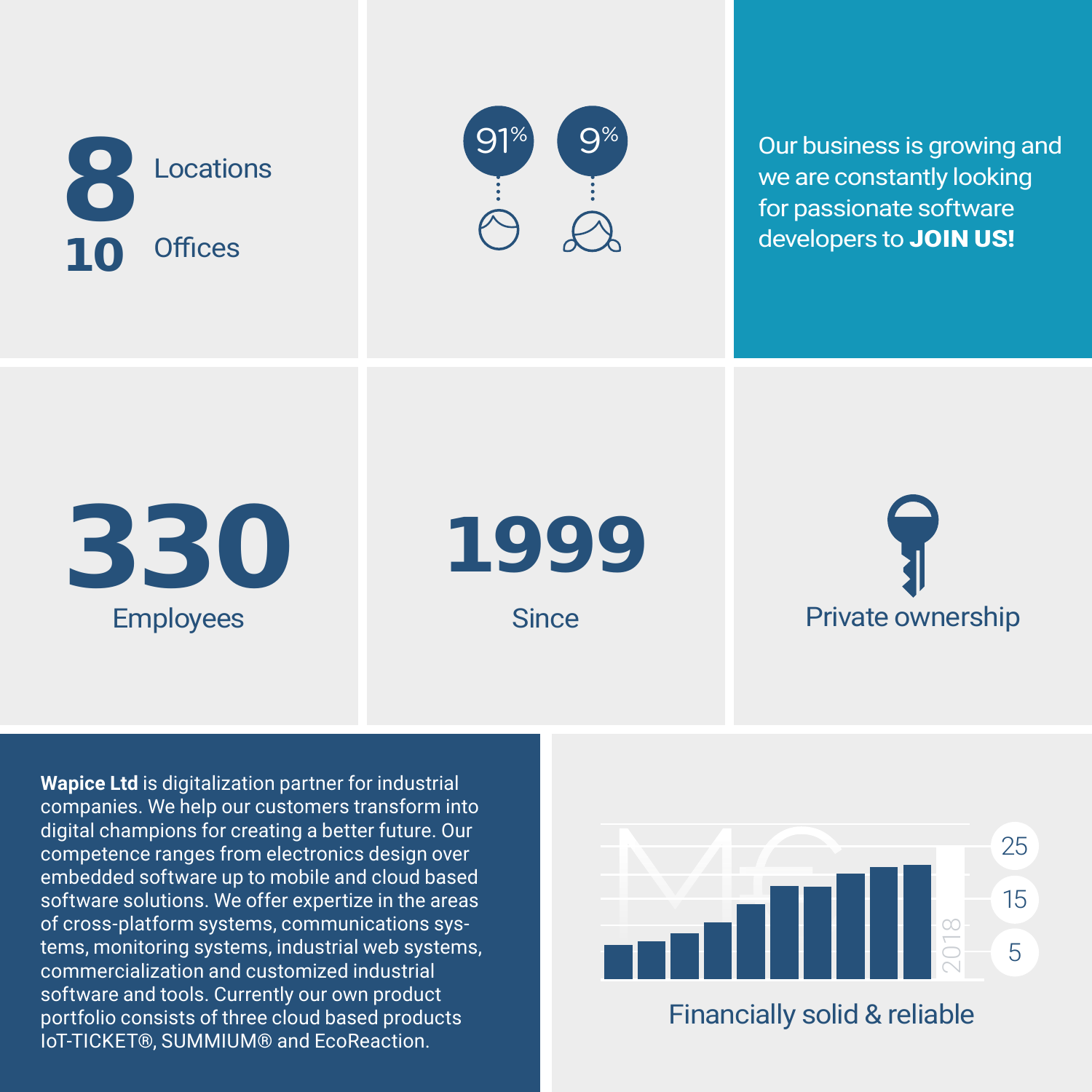**8** Locations

**10** Offices

91% 9%

Our business is growing and we are constantly looking for passionate software developers to **JOIN US!**

**330**
Employees

**1999**
Since

Private ownership

**Wapice Ltd** is digitalization partner for industrial companies. We help our customers transform into digital champions for creating a better future. Our competence ranges from electronics design over embedded software up to mobile and cloud based software solutions. We offer expertize in the areas of cross-platform systems, communications systems, monitoring systems, industrial web systems, commercialization and customized industrial software and tools. Currently our own product portfolio consists of three cloud based products IoT-TICKET®, SUMMIUM® and EcoReaction.

25
15
5
2018

Financially solid & reliable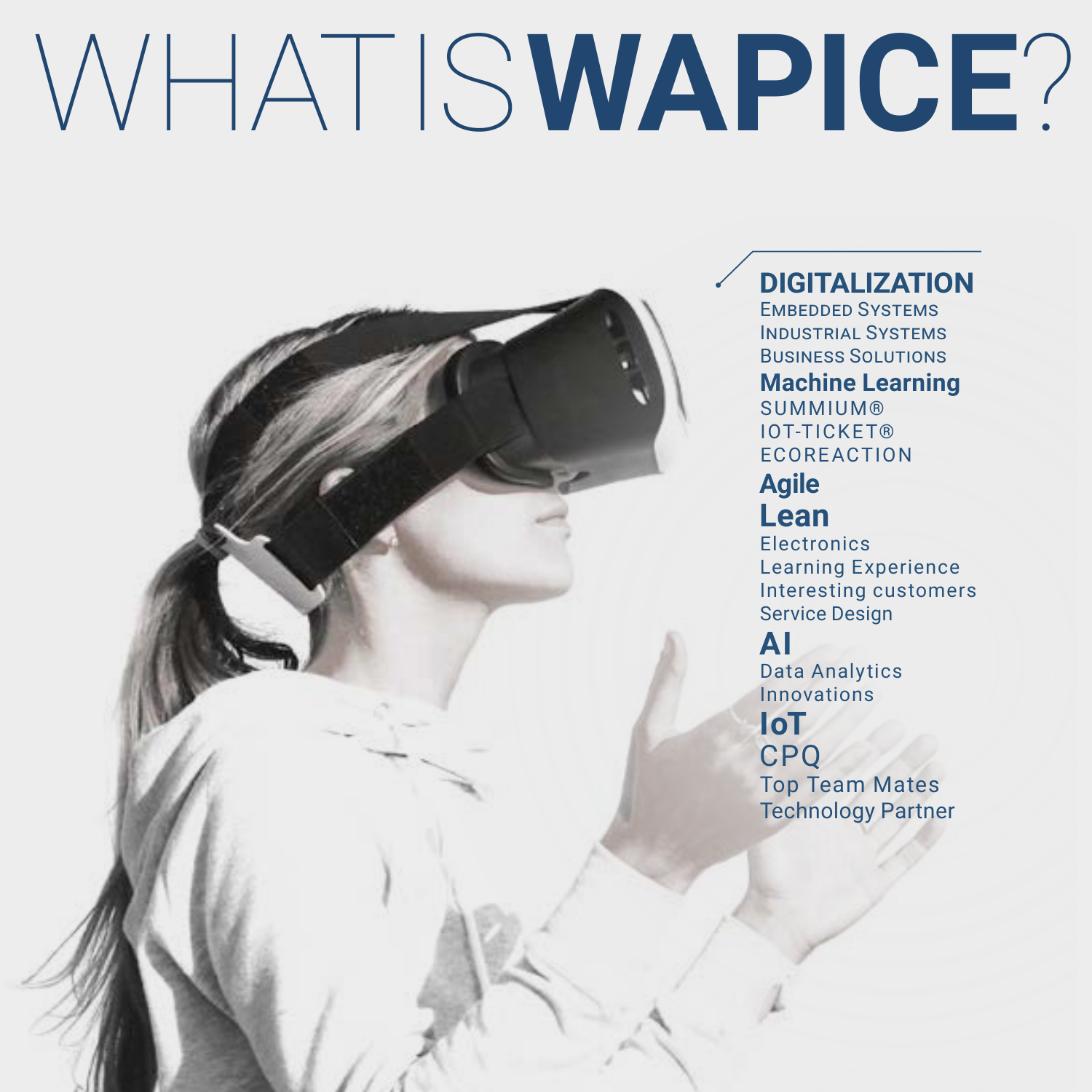# WHAT IS **WAPICE**?

**DIGITALIZATION**
EMBEDDED SYSTEMS
INDUSTRIAL SYSTEMS
BUSINESS SOLUTIONS
**Machine Learning**
SUMMIUM®
IOT-TICKET®
ECOREACTION
**Agile**
**Lean**
Electronics
Learning Experience
Interesting customers
Service Design
**AI**
Data Analytics
Innovations
**IoT**
CPQ
Top Team Mates
Technology Partner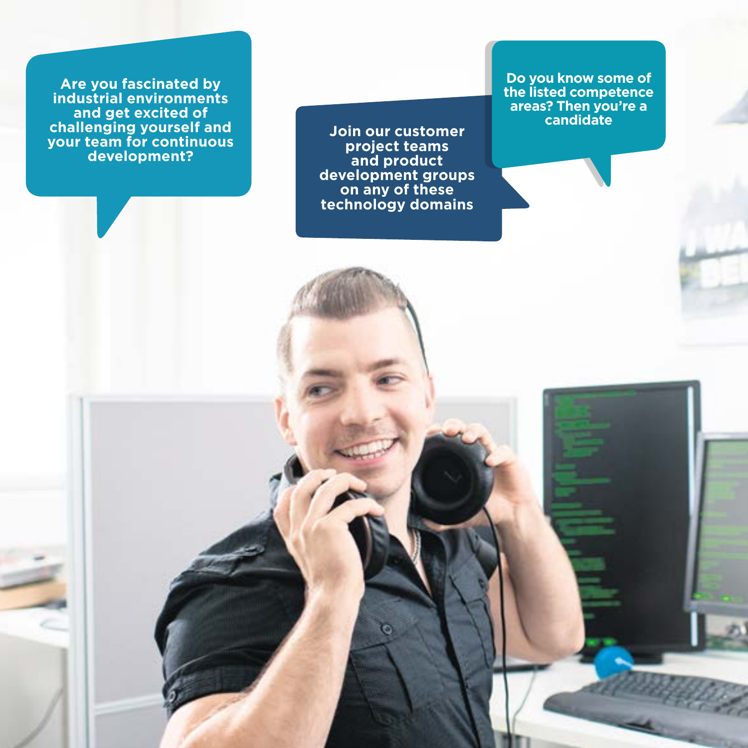Are you fascinated by industrial environments and get excited of challenging yourself and your team for continuous development?

Join our customer project teams and product development groups on any of these technology domains

Do you know some of the listed competence areas? Then you're a candidate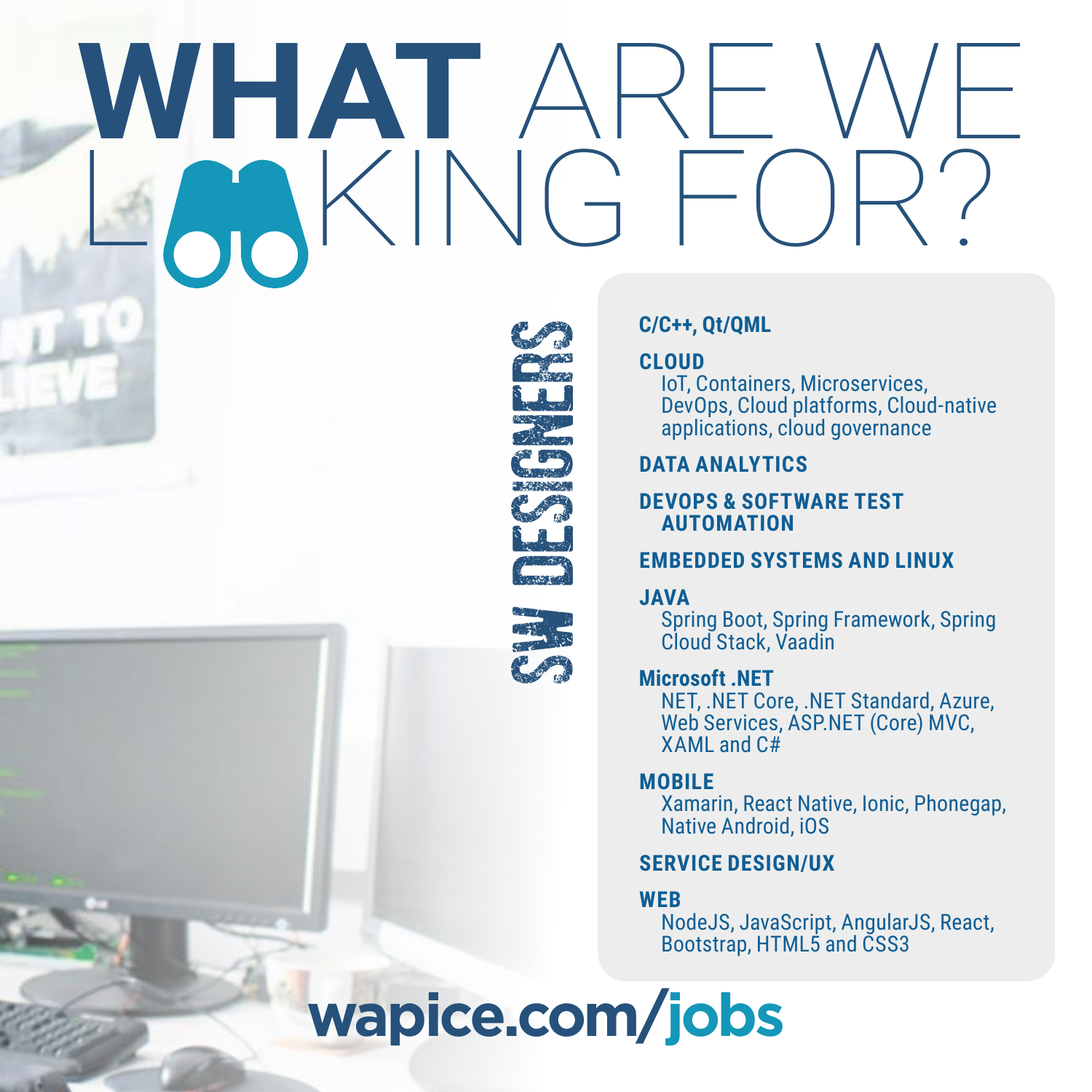# WHAT ARE WE LOOKING FOR?

## SW DESIGNERS

**C/C++, Qt/QML**

**CLOUD**
IoT, Containers, Microservices, DevOps, Cloud platforms, Cloud-native applications, cloud governance

**DATA ANALYTICS**

**DEVOPS & SOFTWARE TEST AUTOMATION**

**EMBEDDED SYSTEMS AND LINUX**

**JAVA**
Spring Boot, Spring Framework, Spring Cloud Stack, Vaadin

**Microsoft .NET**
NET, .NET Core, .NET Standard, Azure, Web Services, ASP.NET (Core) MVC, XAML and C#

**MOBILE**
Xamarin, React Native, Ionic, Phonegap, Native Android, iOS

**SERVICE DESIGN/UX**

**WEB**
NodeJS, JavaScript, AngularJS, React, Bootstrap, HTML5 and CSS3

**wapice.com/jobs**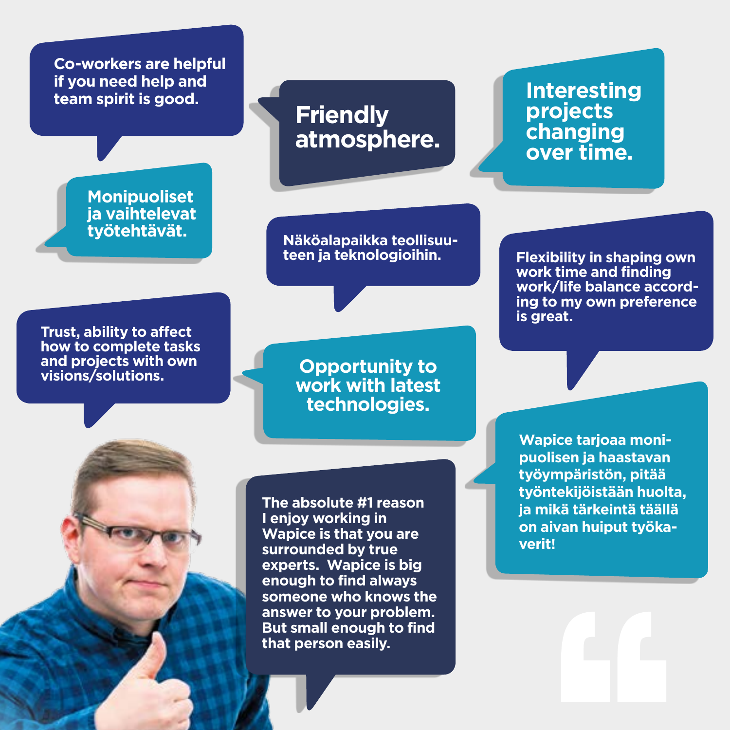Co-workers are helpful if you need help and team spirit is good.

**Friendly atmosphere.**

**Interesting projects changing over time.**

Monipuoliset ja vaihtelevat työtehtävät.

Näköalapaikka teollisuuteen ja teknologioihin.

Flexibility in shaping own work time and finding work/life balance according to my own preference is great.

Trust, ability to affect how to complete tasks and projects with own visions/solutions.

**Opportunity to work with latest technologies.**

Wapice tarjoaa monipuolisen ja haastavan työympäristön, pitää työntekijöistään huolta, ja mikä tärkeintä täällä on aivan huiput työkaverit!

The absolute #1 reason I enjoy working in Wapice is that you are surrounded by true experts. Wapice is big enough to find always someone who knows the answer to your problem. But small enough to find that person easily.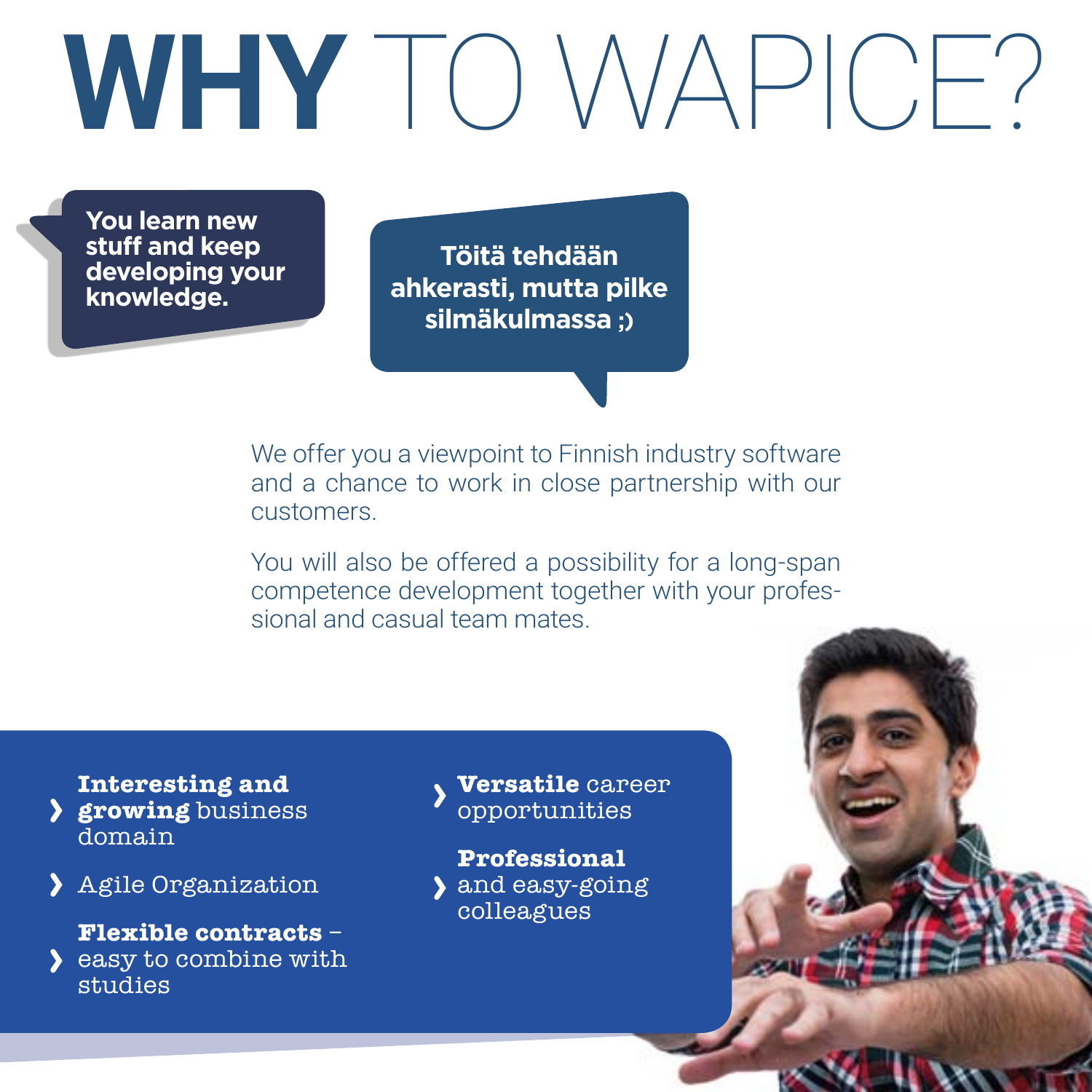# WHY TO WAPICE?

**You learn new stuff and keep developing your knowledge.**

**Töitä tehdään ahkerasti, mutta pilke silmäkulmassa ;)**

We offer you a viewpoint to Finnish industry software and a chance to work in close partnership with our customers.

You will also be offered a possibility for a long-span competence development together with your professional and casual team mates.

- **Interesting and growing** business domain
- Agile Organization
- **Flexible contracts** – easy to combine with studies
- **Versatile** career opportunities
- **Professional** and easy-going colleagues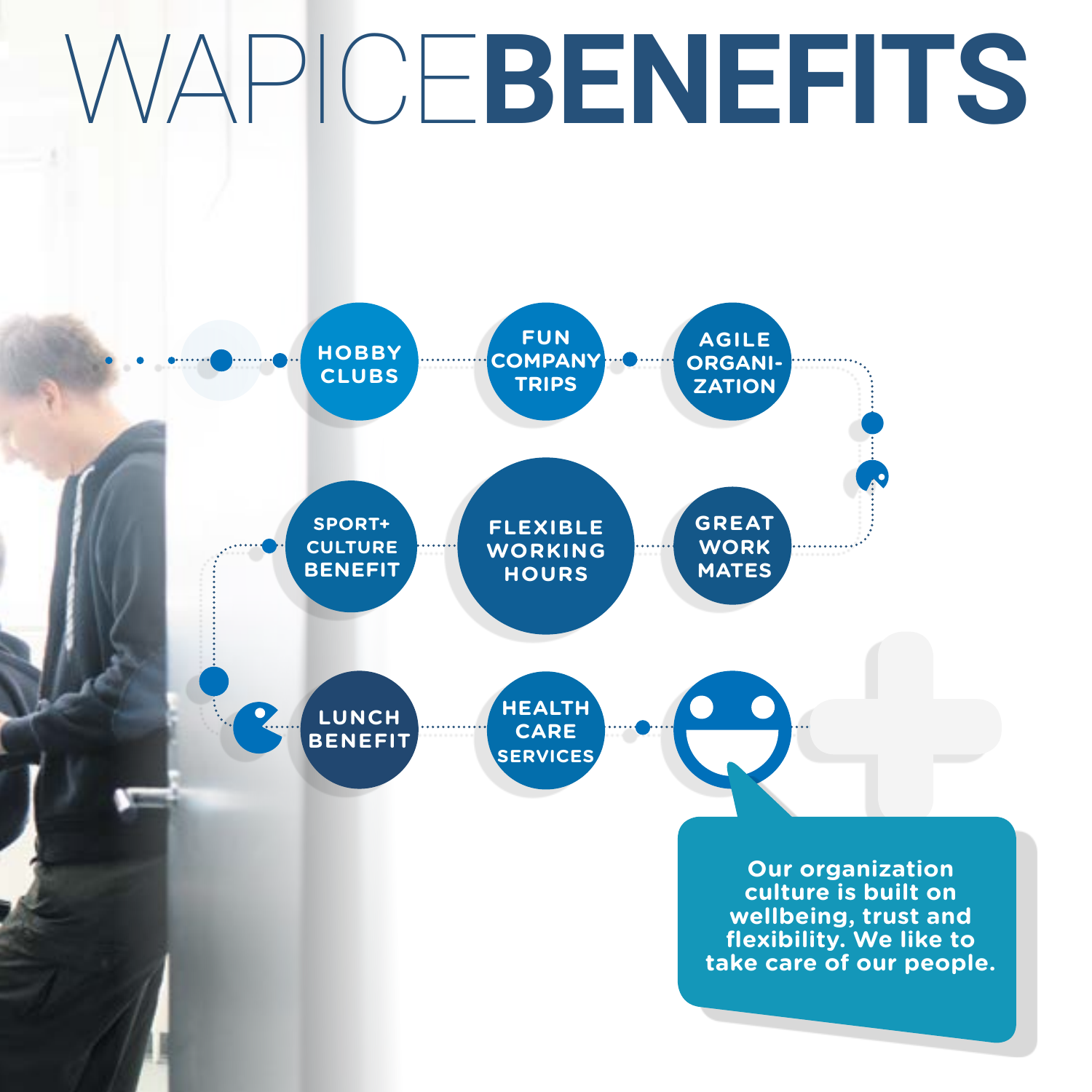# WAPICE BENEFITS

- HOBBY CLUBS
- FUN COMPANY TRIPS
- AGILE ORGANIZATION
- GREAT WORK MATES
- FLEXIBLE WORKING HOURS
- SPORT+ CULTURE BENEFIT
- LUNCH BENEFIT
- HEALTH CARE SERVICES

**Our organization culture is built on wellbeing, trust and flexibility. We like to take care of our people.**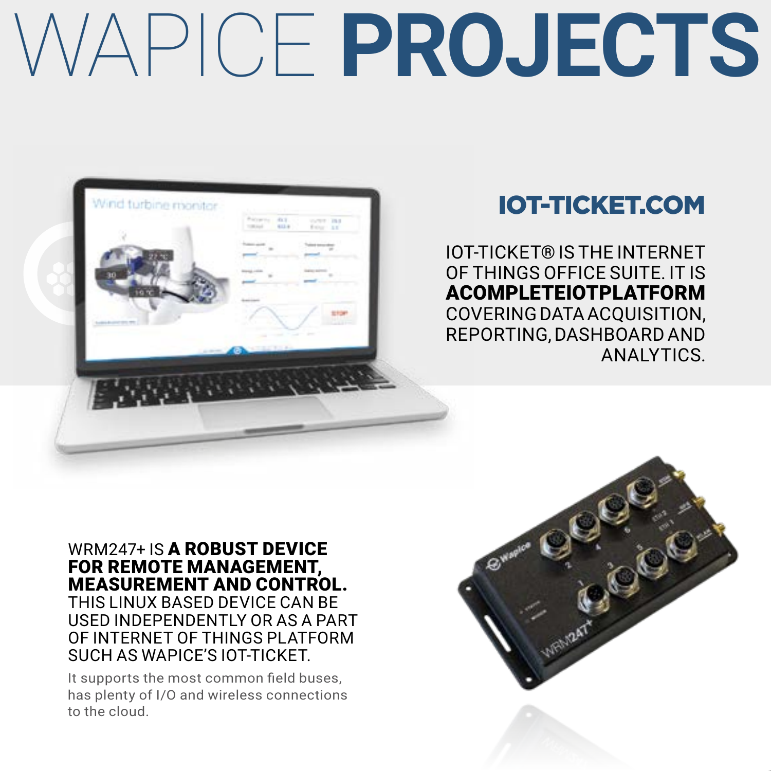# WAPICE **PROJECTS**

## IOT-TICKET.COM

IOT-TICKET® IS THE INTERNET OF THINGS OFFICE SUITE. IT IS **ACOMPLETEIOTPLATFORM** COVERING DATA ACQUISITION, REPORTING, DASHBOARD AND ANALYTICS.

WRM247+ IS **A ROBUST DEVICE FOR REMOTE MANAGEMENT, MEASUREMENT AND CONTROL.** THIS LINUX BASED DEVICE CAN BE USED INDEPENDENTLY OR AS A PART OF INTERNET OF THINGS PLATFORM SUCH AS WAPICE'S IOT-TICKET.

It supports the most common field buses, has plenty of I/O and wireless connections to the cloud.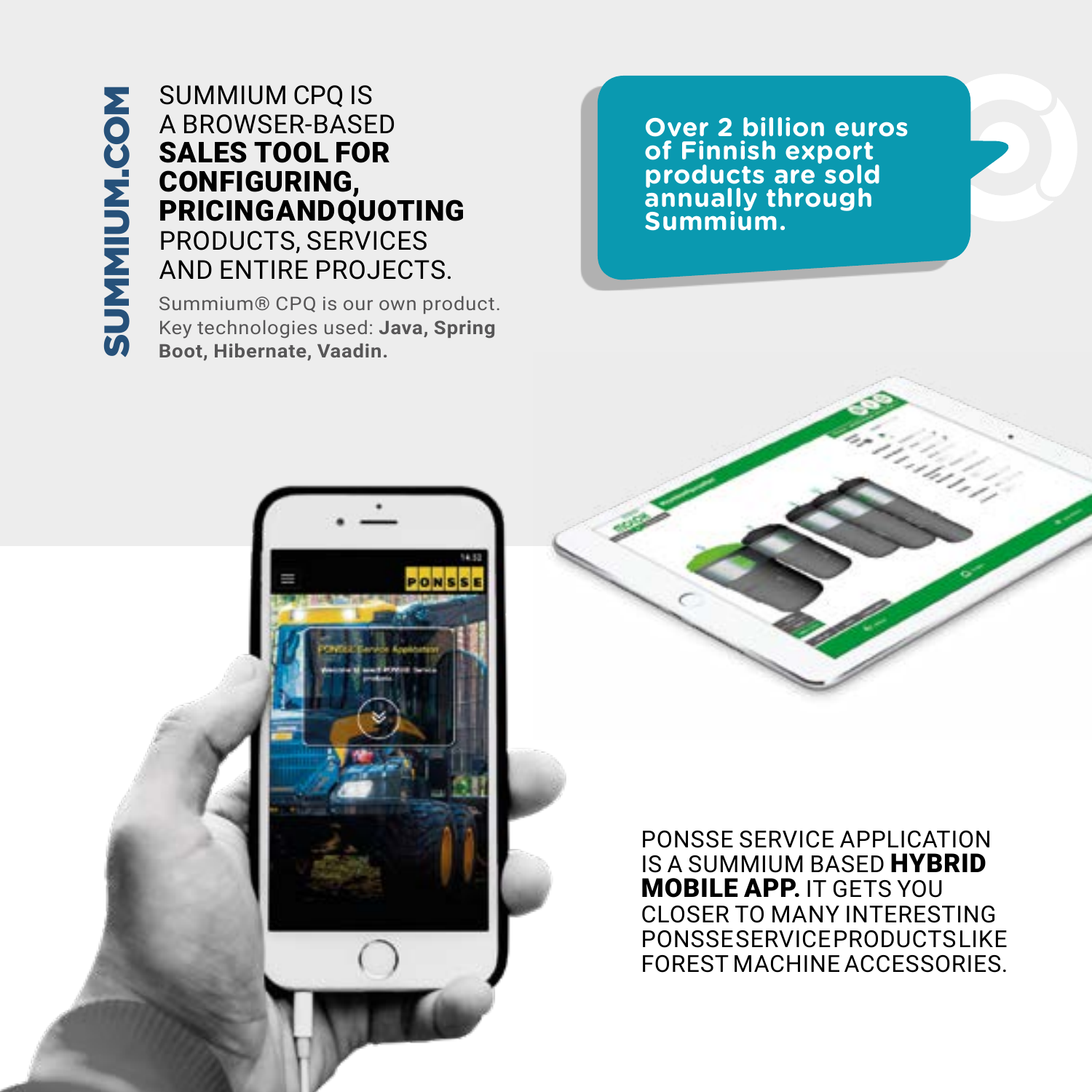**SUMMIUM.COM**

SUMMIUM CPQ IS A BROWSER-BASED **SALES TOOL FOR CONFIGURING, PRICINGANDQUOTING** PRODUCTS, SERVICES AND ENTIRE PROJECTS.

Summium® CPQ is our own product. Key technologies used: **Java, Spring Boot, Hibernate, Vaadin.**

**Over 2 billion euros of Finnish export products are sold annually through Summium.**

PONSSE SERVICE APPLICATION IS A SUMMIUM BASED **HYBRID MOBILE APP.** IT GETS YOU CLOSER TO MANY INTERESTING PONSSESERVICEPRODUCTSLIKE FOREST MACHINE ACCESSORIES.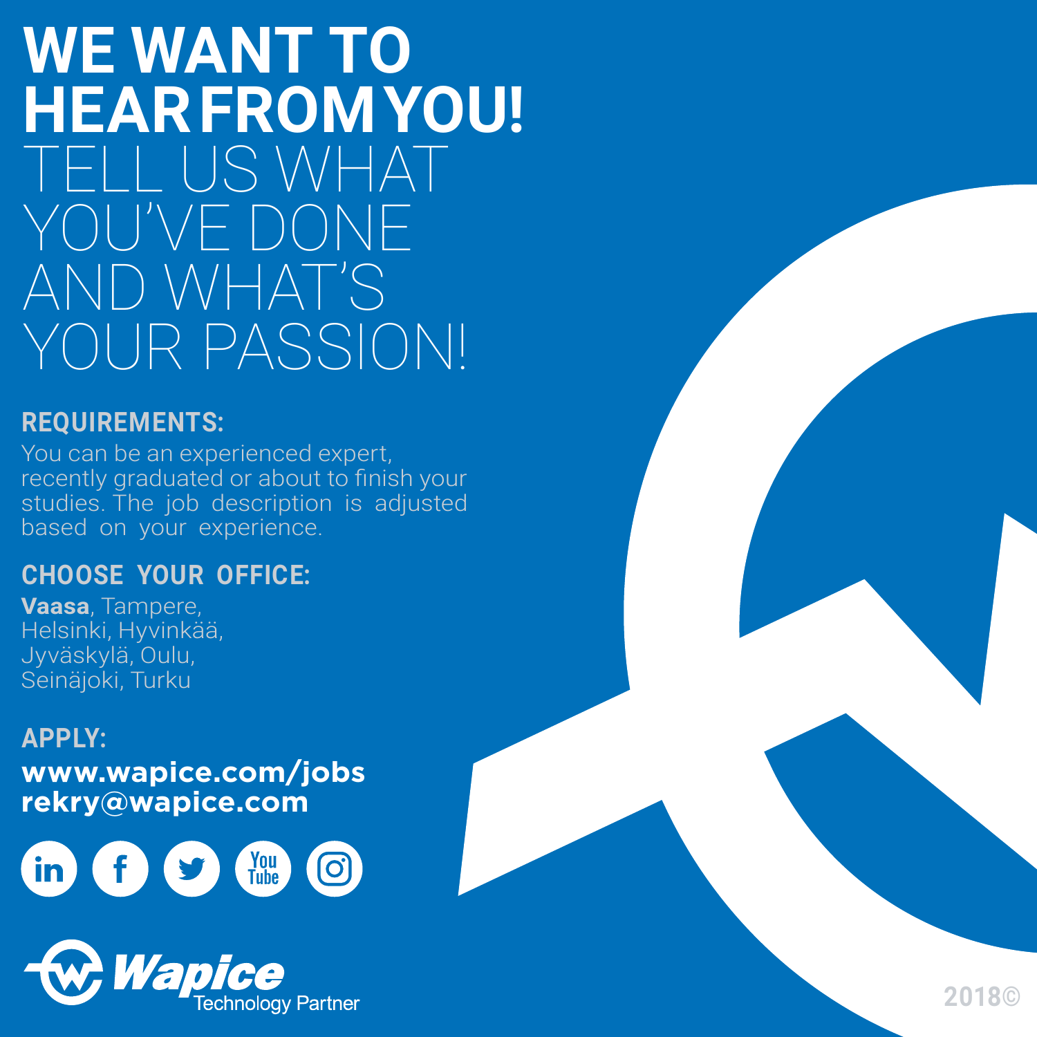# WE WANT TO HEAR FROM YOU!

TELL US WHAT YOU'VE DONE AND WHAT'S YOUR PASSION!

**REQUIREMENTS:**

You can be an experienced expert, recently graduated or about to finish your studies. The job description is adjusted based on your experience.

**CHOOSE YOUR OFFICE:**

**Vaasa**, Tampere, Helsinki, Hyvinkää, Jyväskylä, Oulu, Seinäjoki, Turku

**APPLY:**

**www.wapice.com/jobs**
**rekry@wapice.com**

Wapice Technology Partner

2018©